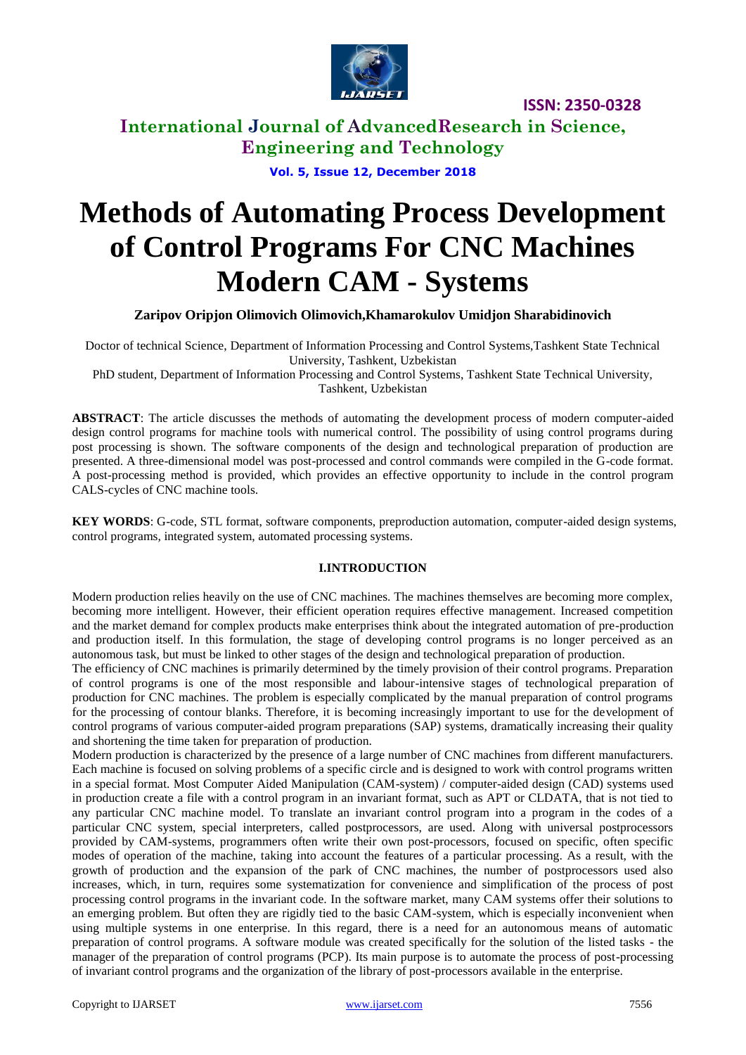# Methods of Automating Process Development of Control Programs For CNC Machines Modern CAM - Systems

**Zaripov Oripjon Olimovich Olimovich,Khamarokulov Umidjon Sharabidinovich**

Doctor of technical Science, Department of Information Processing and Control Systems,Tashkent State Technical University, Tashkent, Uzbekistan

PhD student, Department of Information Processing and Control Systems, Tashkent State Technical University, Tashkent, Uzbekistan

**ABSTRACT**: The article discusses the methods of automating the development process of modern computer-aided design control programs for machine tools with numerical control. The possibility of using control programs during post processing is shown. The software components of the design and technological preparation of production are presented. A three-dimensional model was post-processed and control commands were compiled in the G-code format. A post-processing method is provided, which provides an effective opportunity to include in the control program CALS-cycles of CNC machine tools.

**KEY WORDS**: G-code, STL format, software components, preproduction automation, computer-aided design systems, control programs, integrated system, automated processing systems.

## I.INTRODUCTION

Modern production relies heavily on the use of CNC machines. The machines themselves are becoming more complex, becoming more intelligent. However, their efficient operation requires effective management. Increased competition and the market demand for complex products make enterprises think about the integrated automation of pre-production and production itself. In this formulation, the stage of developing control programs is no longer perceived as an autonomous task, but must be linked to other stages of the design and technological preparation of production.

The efficiency of CNC machines is primarily determined by the timely provision of their control programs. Preparation of control programs is one of the most responsible and labour-intensive stages of technological preparation of production for CNC machines. The problem is especially complicated by the manual preparation of control programs for the processing of contour blanks. Therefore, it is becoming increasingly important to use for the development of control programs of various computer-aided program preparations (SAP) systems, dramatically increasing their quality and shortening the time taken for preparation of production.

Modern production is characterized by the presence of a large number of CNC machines from different manufacturers. Each machine is focused on solving problems of a specific circle and is designed to work with control programs written in a special format. Most Computer Aided Manipulation (CAM-system) / computer-aided design (CAD) systems used in production create a file with a control program in an invariant format, such as APT or CLDATA, that is not tied to any particular CNC machine model. To translate an invariant control program into a program in the codes of a particular CNC system, special interpreters, called postprocessors, are used. Along with universal postprocessors provided by CAM-systems, programmers often write their own post-processors, focused on specific, often specific modes of operation of the machine, taking into account the features of a particular processing. As a result, with the growth of production and the expansion of the park of CNC machines, the number of postprocessors used also increases, which, in turn, requires some systematization for convenience and simplification of the process of post processing control programs in the invariant code. In the software market, many CAM systems offer their solutions to an emerging problem. But often they are rigidly tied to the basic CAM-system, which is especially inconvenient when using multiple systems in one enterprise. In this regard, there is a need for an autonomous means of automatic preparation of control programs. A software module was created specifically for the solution of the listed tasks - the manager of the preparation of control programs (PCP). Its main purpose is to automate the process of post-processing of invariant control programs and the organization of the library of post-processors available in the enterprise.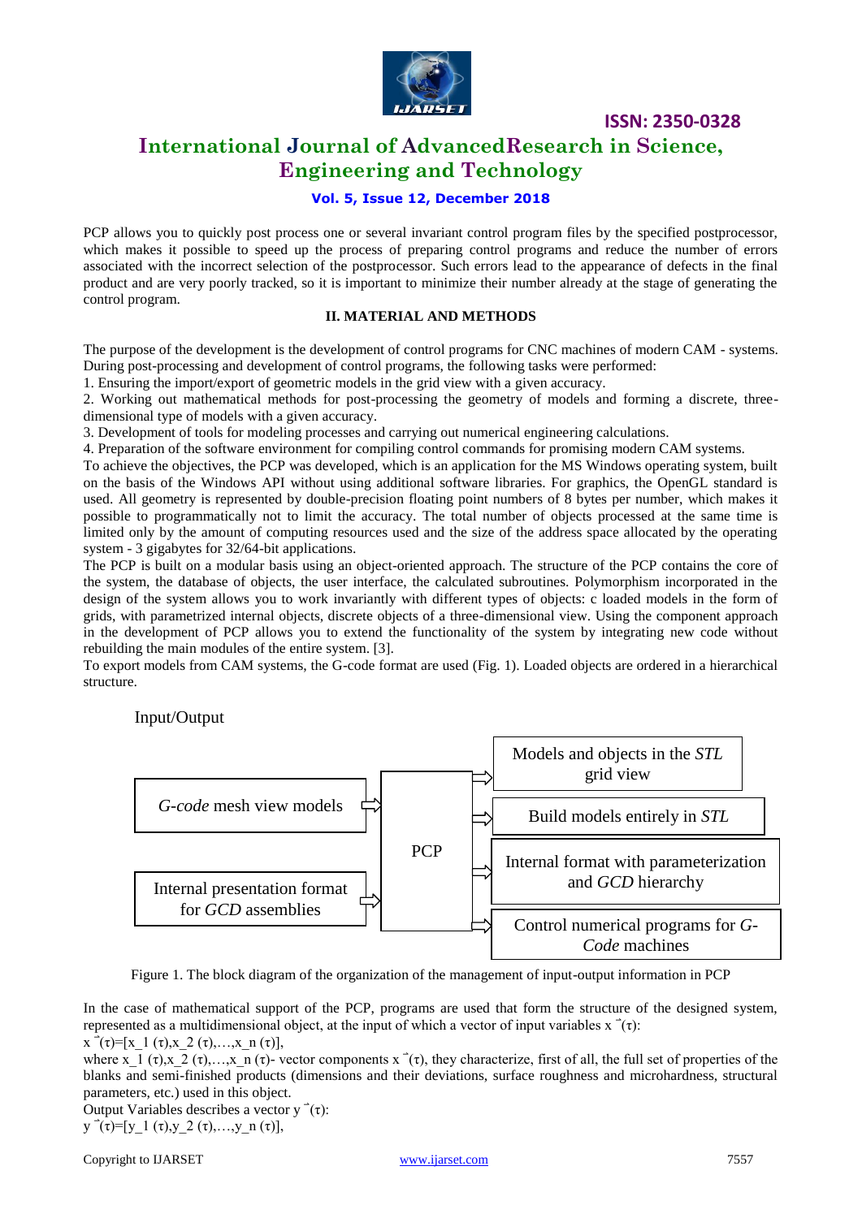PCP allows you to quickly post process one or several invariant control program files by the specified postprocessor, which makes it possible to speed up the process of preparing control programs and reduce the number of errors associated with the incorrect selection of the postprocessor. Such errors lead to the appearance of defects in the final product and are very poorly tracked, so it is important to minimize their number already at the stage of generating the control program.

## II. MATERIAL AND METHODS

The purpose of the development is the development of control programs for CNC machines of modern CAM - systems. During post-processing and development of control programs, the following tasks were performed:

1. Ensuring the import/export of geometric models in the grid view with a given accuracy.
2. Working out mathematical methods for post-processing the geometry of models and forming a discrete, three-dimensional type of models with a given accuracy.
3. Development of tools for modeling processes and carrying out numerical engineering calculations.
4. Preparation of the software environment for compiling control commands for promising modern CAM systems.

To achieve the objectives, the PCP was developed, which is an application for the MS Windows operating system, built on the basis of the Windows API without using additional software libraries. For graphics, the OpenGL standard is used. All geometry is represented by double-precision floating point numbers of 8 bytes per number, which makes it possible to programmatically not to limit the accuracy. The total number of objects processed at the same time is limited only by the amount of computing resources used and the size of the address space allocated by the operating system - 3 gigabytes for 32/64-bit applications.

The PCP is built on a modular basis using an object-oriented approach. The structure of the PCP contains the core of the system, the database of objects, the user interface, the calculated subroutines. Polymorphism incorporated in the design of the system allows you to work invariantly with different types of objects: c loaded models in the form of grids, with parametrized internal objects, discrete objects of a three-dimensional view. Using the component approach in the development of PCP allows you to extend the functionality of the system by integrating new code without rebuilding the main modules of the entire system. [3].

To export models from CAM systems, the G-code format are used (Fig. 1). Loaded objects are ordered in a hierarchical structure.

Input/Output

| Input | | Output |
|---|---|---|
| *G-code* mesh view models | PCP | Models and objects in the *STL* grid view |
| Internal presentation format for *GCD* assemblies | | Build models entirely in *STL* |
| | | Internal format with parameterization and *GCD* hierarchy |
| | | Control numerical programs for *G-Code* machines |

Figure 1. The block diagram of the organization of the management of input-output information in PCP

In the case of mathematical support of the PCP, programs are used that form the structure of the designed system, represented as a multidimensional object, at the input of which a vector of input variables $\vec{x}(\tau)$:

$$\vec{x}(\tau)=[x_1(\tau),x_2(\tau),\dots,x_n(\tau)],$$

where $x_1(\tau),x_2(\tau),\dots,x_n(\tau)$- vector components $\vec{x}(\tau)$, they characterize, first of all, the full set of properties of the blanks and semi-finished products (dimensions and their deviations, surface roughness and microhardness, structural parameters, etc.) used in this object.

Output Variables describes a vector $\vec{y}(\tau)$:

$$\vec{y}(\tau)=[y_1(\tau),y_2(\tau),\dots,y_n(\tau)],$$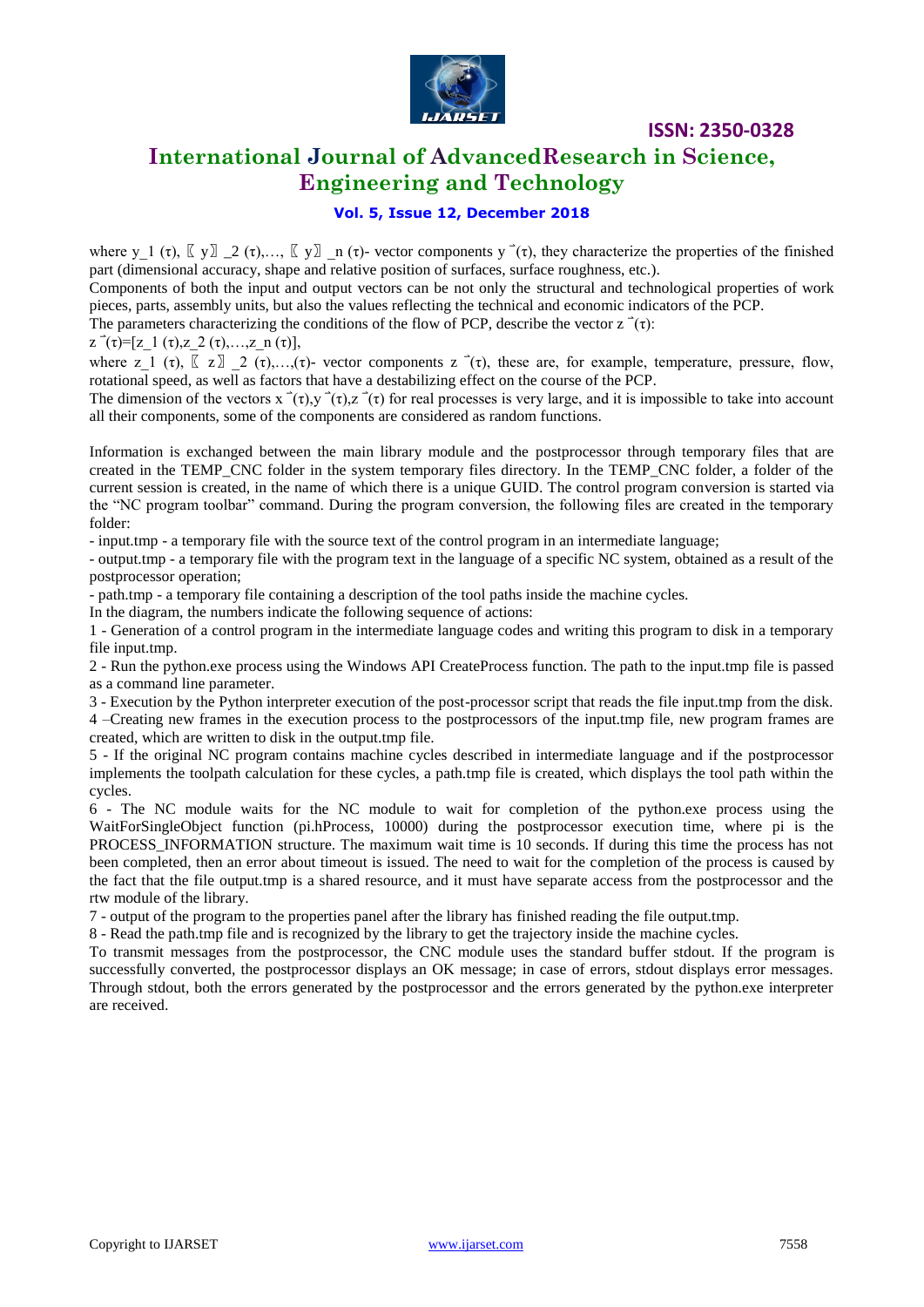where $y_1(\tau), y_2(\tau), \ldots, y_n(\tau)$- vector components $\vec{y}(\tau)$, they characterize the properties of the finished part (dimensional accuracy, shape and relative position of surfaces, surface roughness, etc.).

Components of both the input and output vectors can be not only the structural and technological properties of work pieces, parts, assembly units, but also the values reflecting the technical and economic indicators of the PCP.

The parameters characterizing the conditions of the flow of PCP, describe the vector $\vec{z}(\tau)$:

$\vec{z}(\tau)=[z_1(\tau), z_2(\tau), \ldots, z_n(\tau)]$,

where $z_1(\tau), z_2(\tau), \ldots, (\tau)$- vector components $\vec{z}(\tau)$, these are, for example, temperature, pressure, flow, rotational speed, as well as factors that have a destabilizing effect on the course of the PCP.

The dimension of the vectors $\vec{x}(\tau), \vec{y}(\tau), \vec{z}(\tau)$ for real processes is very large, and it is impossible to take into account all their components, some of the components are considered as random functions.

Information is exchanged between the main library module and the postprocessor through temporary files that are created in the TEMP_CNC folder in the system temporary files directory. In the TEMP_CNC folder, a folder of the current session is created, in the name of which there is a unique GUID. The control program conversion is started via the "NC program toolbar" command. During the program conversion, the following files are created in the temporary folder:

- input.tmp - a temporary file with the source text of the control program in an intermediate language;
- output.tmp - a temporary file with the program text in the language of a specific NC system, obtained as a result of the postprocessor operation;
- path.tmp - a temporary file containing a description of the tool paths inside the machine cycles.

In the diagram, the numbers indicate the following sequence of actions:

1 - Generation of a control program in the intermediate language codes and writing this program to disk in a temporary file input.tmp.

2 - Run the python.exe process using the Windows API CreateProcess function. The path to the input.tmp file is passed as a command line parameter.

3 - Execution by the Python interpreter execution of the post-processor script that reads the file input.tmp from the disk.

4 –Creating new frames in the execution process to the postprocessors of the input.tmp file, new program frames are created, which are written to disk in the output.tmp file.

5 - If the original NC program contains machine cycles described in intermediate language and if the postprocessor implements the toolpath calculation for these cycles, a path.tmp file is created, which displays the tool path within the cycles.

6 - The NC module waits for the NC module to wait for completion of the python.exe process using the WaitForSingleObject function (pi.hProcess, 10000) during the postprocessor execution time, where pi is the PROCESS_INFORMATION structure. The maximum wait time is 10 seconds. If during this time the process has not been completed, then an error about timeout is issued. The need to wait for the completion of the process is caused by the fact that the file output.tmp is a shared resource, and it must have separate access from the postprocessor and the rtw module of the library.

7 - output of the program to the properties panel after the library has finished reading the file output.tmp.

8 - Read the path.tmp file and is recognized by the library to get the trajectory inside the machine cycles.

To transmit messages from the postprocessor, the CNC module uses the standard buffer stdout. If the program is successfully converted, the postprocessor displays an OK message; in case of errors, stdout displays error messages. Through stdout, both the errors generated by the postprocessor and the errors generated by the python.exe interpreter are received.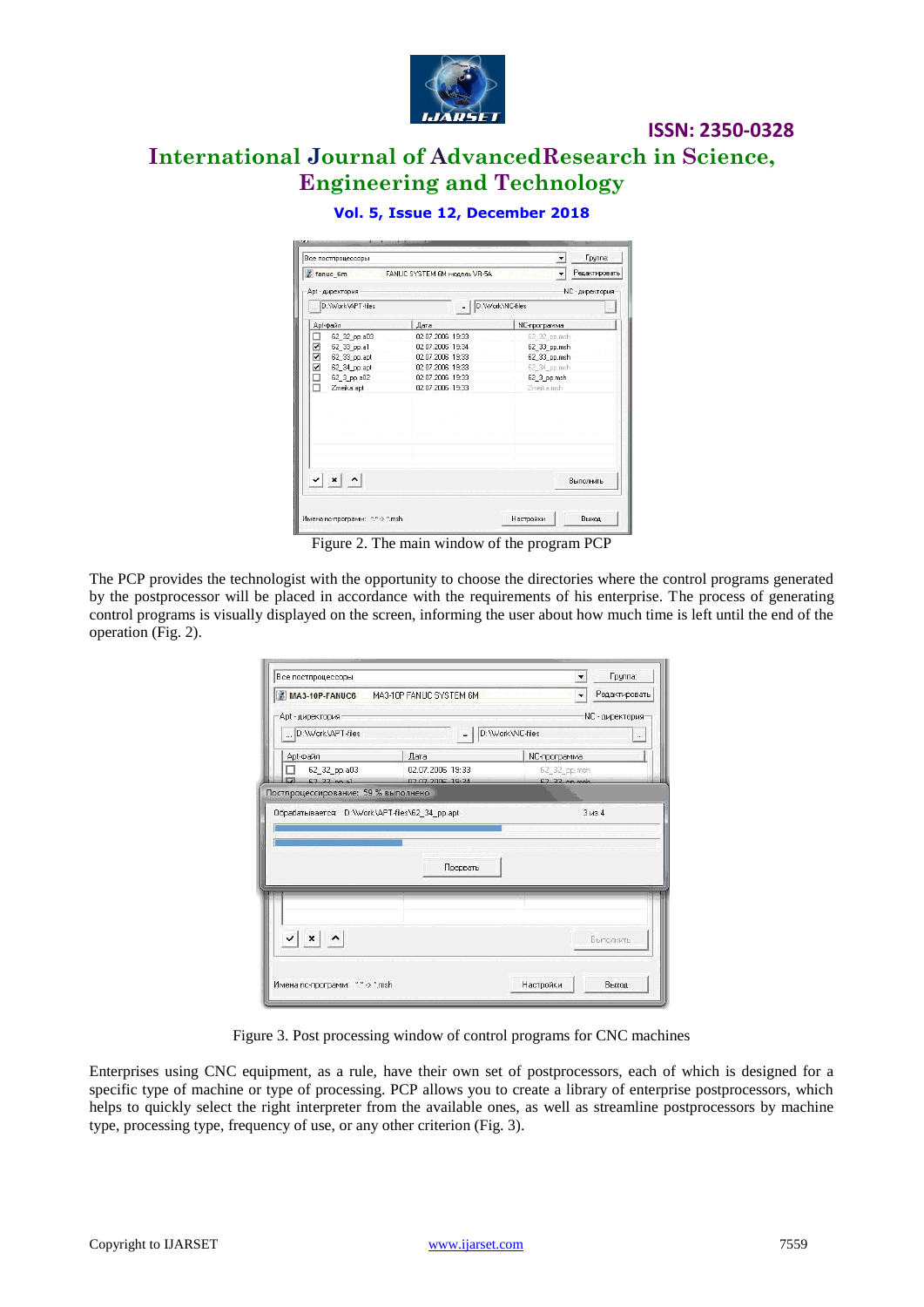Figure 2. The main window of the program PCP

The PCP provides the technologist with the opportunity to choose the directories where the control programs generated by the postprocessor will be placed in accordance with the requirements of his enterprise. The process of generating control programs is visually displayed on the screen, informing the user about how much time is left until the end of the operation (Fig. 2).

Figure 3. Post processing window of control programs for CNC machines

Enterprises using CNC equipment, as a rule, have their own set of postprocessors, each of which is designed for a specific type of machine or type of processing. PCP allows you to create a library of enterprise postprocessors, which helps to quickly select the right interpreter from the available ones, as well as streamline postprocessors by machine type, processing type, frequency of use, or any other criterion (Fig. 3).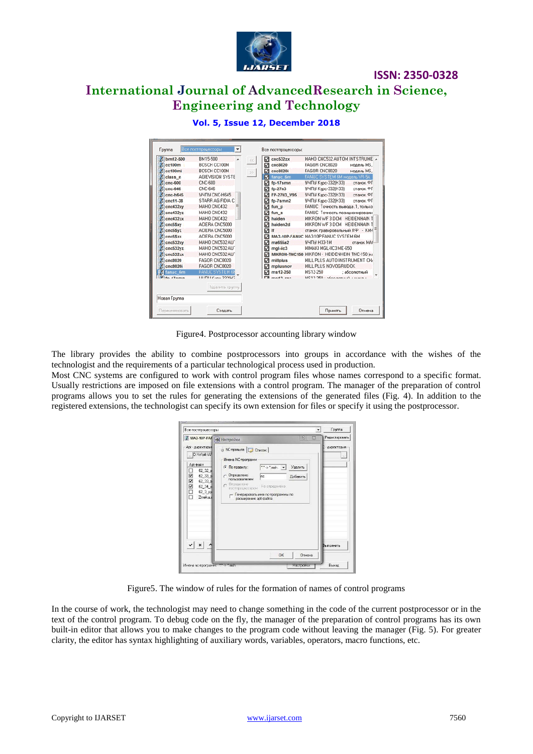Figure4. Postprocessor accounting library window

The library provides the ability to combine postprocessors into groups in accordance with the wishes of the technologist and the requirements of a particular technological process used in production.

Most CNC systems are configured to work with control program files whose names correspond to a specific format. Usually restrictions are imposed on file extensions with a control program. The manager of the preparation of control programs allows you to set the rules for generating the extensions of the generated files (Fig. 4). In addition to the registered extensions, the technologist can specify its own extension for files or specify it using the postprocessor.

Figure5. The window of rules for the formation of names of control programs

In the course of work, the technologist may need to change something in the code of the current postprocessor or in the text of the control program. To debug code on the fly, the manager of the preparation of control programs has its own built-in editor that allows you to make changes to the program code without leaving the manager (Fig. 5). For greater clarity, the editor has syntax highlighting of auxiliary words, variables, operators, macro functions, etc.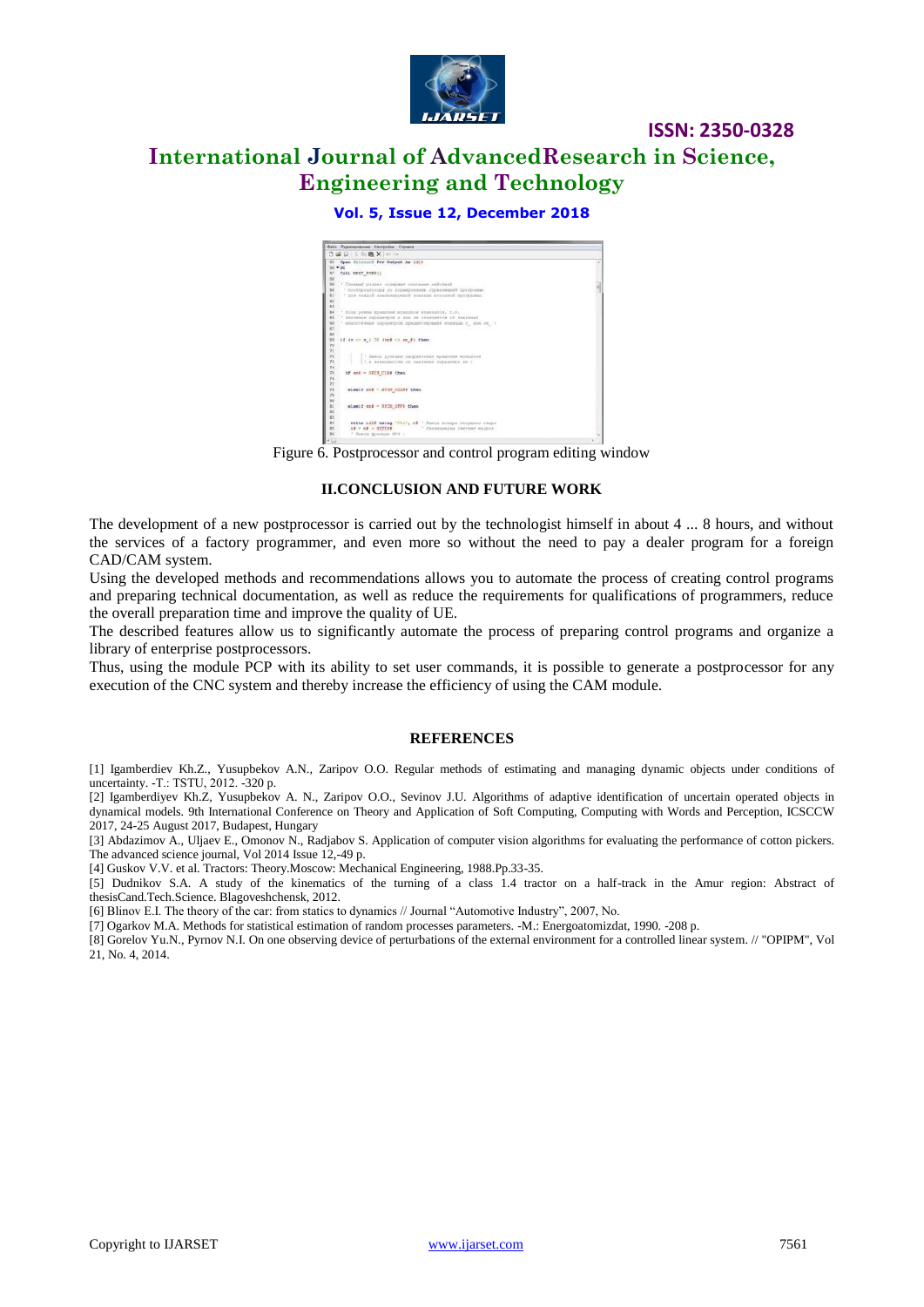Figure 6. Postprocessor and control program editing window

## II.CONCLUSION AND FUTURE WORK

The development of a new postprocessor is carried out by the technologist himself in about 4 ... 8 hours, and without the services of a factory programmer, and even more so without the need to pay a dealer program for a foreign CAD/CAM system.

Using the developed methods and recommendations allows you to automate the process of creating control programs and preparing technical documentation, as well as reduce the requirements for qualifications of programmers, reduce the overall preparation time and improve the quality of UE.

The described features allow us to significantly automate the process of preparing control programs and organize a library of enterprise postprocessors.

Thus, using the module PCP with its ability to set user commands, it is possible to generate a postprocessor for any execution of the CNC system and thereby increase the efficiency of using the CAM module.

## REFERENCES

[1] Igamberdiev Kh.Z., Yusupbekov A.N., Zaripov O.O. Regular methods of estimating and managing dynamic objects under conditions of uncertainty. -T.: TSTU, 2012. -320 p.

[2] Igamberdiyev Kh.Z, Yusupbekov A. N., Zaripov O.O., Sevinov J.U. Algorithms of adaptive identification of uncertain operated objects in dynamical models. 9th International Conference on Theory and Application of Soft Computing, Computing with Words and Perception, ICSCCW 2017, 24-25 August 2017, Budapest, Hungary

[3] Abdazimov A., Uljaev E., Omonov N., Radjabov S. Application of computer vision algorithms for evaluating the performance of cotton pickers. The advanced science journal, Vol 2014 Issue 12,-49 p.

[4] Guskov V.V. et al. Tractors: Theory.Moscow: Mechanical Engineering, 1988.Pp.33-35.

[5] Dudnikov S.A. A study of the kinematics of the turning of a class 1.4 tractor on a half-track in the Amur region: Abstract of thesisCand.Tech.Science. Blagoveshchensk, 2012.

[6] Blinov E.I. The theory of the car: from statics to dynamics // Journal "Automotive Industry", 2007, No.

[7] Ogarkov M.A. Methods for statistical estimation of random processes parameters. -M.: Energoatomizdat, 1990. -208 p.

[8] Gorelov Yu.N., Pyrnov N.I. On one observing device of perturbations of the external environment for a controlled linear system. // "OPIPM", Vol 21, No. 4, 2014.